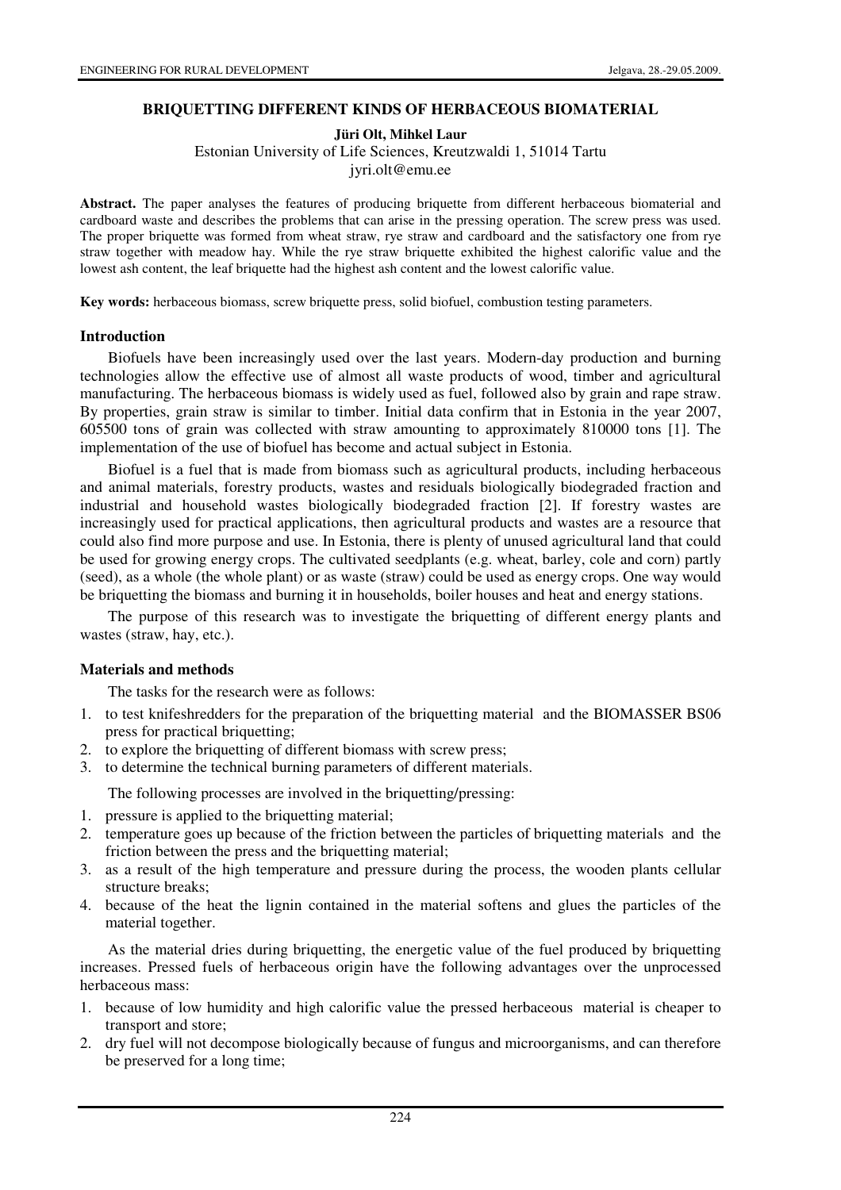# BRIQUETTING DIFFERENT KINDS OF HERBACEOUS BIOMATERIAL

**Jüri Olt, Mihkel Laur**

Estonian University of Life Sciences, Kreutzwaldi 1, 51014 Tartu
jyri.olt@emu.ee

**Abstract.** The paper analyses the features of producing briquette from different herbaceous biomaterial and cardboard waste and describes the problems that can arise in the pressing operation. The screw press was used. The proper briquette was formed from wheat straw, rye straw and cardboard and the satisfactory one from rye straw together with meadow hay. While the rye straw briquette exhibited the highest calorific value and the lowest ash content, the leaf briquette had the highest ash content and the lowest calorific value.

**Key words:** herbaceous biomass, screw briquette press, solid biofuel, combustion testing parameters.

## Introduction

Biofuels have been increasingly used over the last years. Modern-day production and burning technologies allow the effective use of almost all waste products of wood, timber and agricultural manufacturing. The herbaceous biomass is widely used as fuel, followed also by grain and rape straw. By properties, grain straw is similar to timber. Initial data confirm that in Estonia in the year 2007, 605500 tons of grain was collected with straw amounting to approximately 810000 tons [1]. The implementation of the use of biofuel has become and actual subject in Estonia.

Biofuel is a fuel that is made from biomass such as agricultural products, including herbaceous and animal materials, forestry products, wastes and residuals biologically biodegraded fraction and industrial and household wastes biologically biodegraded fraction [2]. If forestry wastes are increasingly used for practical applications, then agricultural products and wastes are a resource that could also find more purpose and use. In Estonia, there is plenty of unused agricultural land that could be used for growing energy crops. The cultivated seedplants (e.g. wheat, barley, cole and corn) partly (seed), as a whole (the whole plant) or as waste (straw) could be used as energy crops. One way would be briquetting the biomass and burning it in households, boiler houses and heat and energy stations.

The purpose of this research was to investigate the briquetting of different energy plants and wastes (straw, hay, etc.).

## Materials and methods

The tasks for the research were as follows:

1. to test knifeshredders for the preparation of the briquetting material and the BIOMASSER BS06 press for practical briquetting;
2. to explore the briquetting of different biomass with screw press;
3. to determine the technical burning parameters of different materials.

The following processes are involved in the briquetting/pressing:

1. pressure is applied to the briquetting material;
2. temperature goes up because of the friction between the particles of briquetting materials and the friction between the press and the briquetting material;
3. as a result of the high temperature and pressure during the process, the wooden plants cellular structure breaks;
4. because of the heat the lignin contained in the material softens and glues the particles of the material together.

As the material dries during briquetting, the energetic value of the fuel produced by briquetting increases. Pressed fuels of herbaceous origin have the following advantages over the unprocessed herbaceous mass:

1. because of low humidity and high calorific value the pressed herbaceous material is cheaper to transport and store;
2. dry fuel will not decompose biologically because of fungus and microorganisms, and can therefore be preserved for a long time;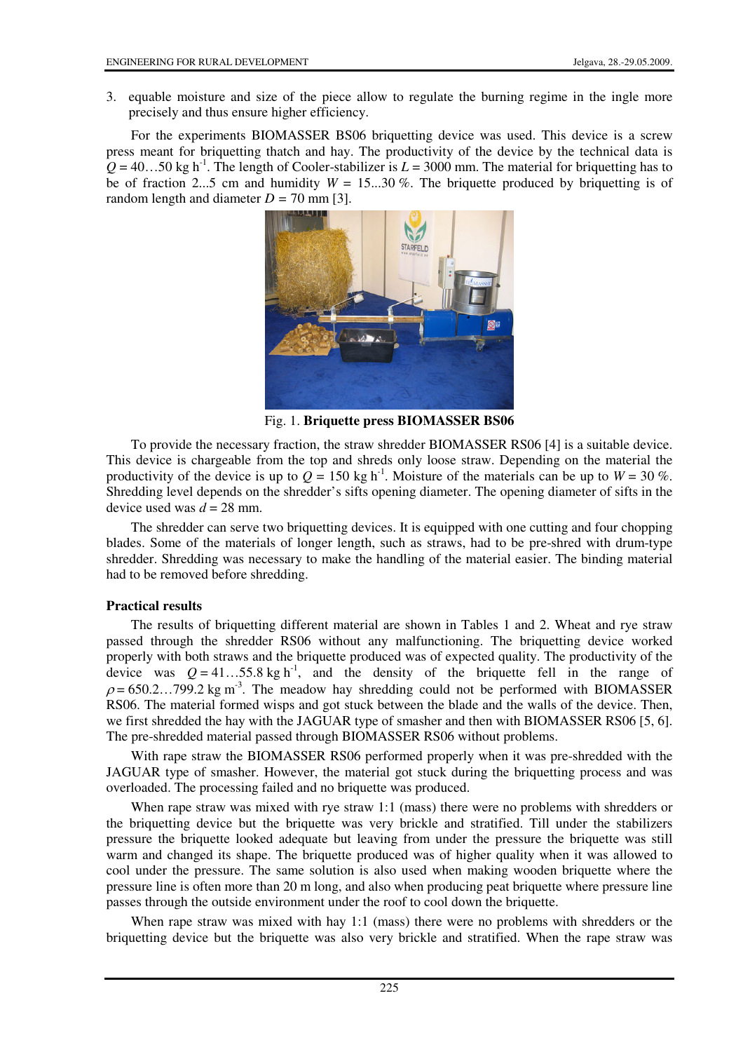3. equable moisture and size of the piece allow to regulate the burning regime in the ingle more precisely and thus ensure higher efficiency.

For the experiments BIOMASSER BS06 briquetting device was used. This device is a screw press meant for briquetting thatch and hay. The productivity of the device by the technical data is $Q = 40…50$ kg h$^{-1}$. The length of Cooler-stabilizer is $L = 3000$ mm. The material for briquetting has to be of fraction 2...5 cm and humidity $W = 15...30$ %. The briquette produced by briquetting is of random length and diameter $D = 70$ mm [3].

Fig. 1. **Briquette press BIOMASSER BS06**

To provide the necessary fraction, the straw shredder BIOMASSER RS06 [4] is a suitable device. This device is chargeable from the top and shreds only loose straw. Depending on the material the productivity of the device is up to $Q = 150$ kg h$^{-1}$. Moisture of the materials can be up to $W = 30$ %. Shredding level depends on the shredder's sifts opening diameter. The opening diameter of sifts in the device used was $d = 28$ mm.

The shredder can serve two briquetting devices. It is equipped with one cutting and four chopping blades. Some of the materials of longer length, such as straws, had to be pre-shred with drum-type shredder. Shredding was necessary to make the handling of the material easier. The binding material had to be removed before shredding.

**Practical results**

The results of briquetting different material are shown in Tables 1 and 2. Wheat and rye straw passed through the shredder RS06 without any malfunctioning. The briquetting device worked properly with both straws and the briquette produced was of expected quality. The productivity of the device was $Q = 41…55.8$ kg h$^{-1}$, and the density of the briquette fell in the range of $\rho = 650.2…799.2$ kg m$^{-3}$. The meadow hay shredding could not be performed with BIOMASSER RS06. The material formed wisps and got stuck between the blade and the walls of the device. Then, we first shredded the hay with the JAGUAR type of smasher and then with BIOMASSER RS06 [5, 6]. The pre-shredded material passed through BIOMASSER RS06 without problems.

With rape straw the BIOMASSER RS06 performed properly when it was pre-shredded with the JAGUAR type of smasher. However, the material got stuck during the briquetting process and was overloaded. The processing failed and no briquette was produced.

When rape straw was mixed with rye straw 1:1 (mass) there were no problems with shredders or the briquetting device but the briquette was very brickle and stratified. Till under the stabilizers pressure the briquette looked adequate but leaving from under the pressure the briquette was still warm and changed its shape. The briquette produced was of higher quality when it was allowed to cool under the pressure. The same solution is also used when making wooden briquette where the pressure line is often more than 20 m long, and also when producing peat briquette where pressure line passes through the outside environment under the roof to cool down the briquette.

When rape straw was mixed with hay 1:1 (mass) there were no problems with shredders or the briquetting device but the briquette was also very brickle and stratified. When the rape straw was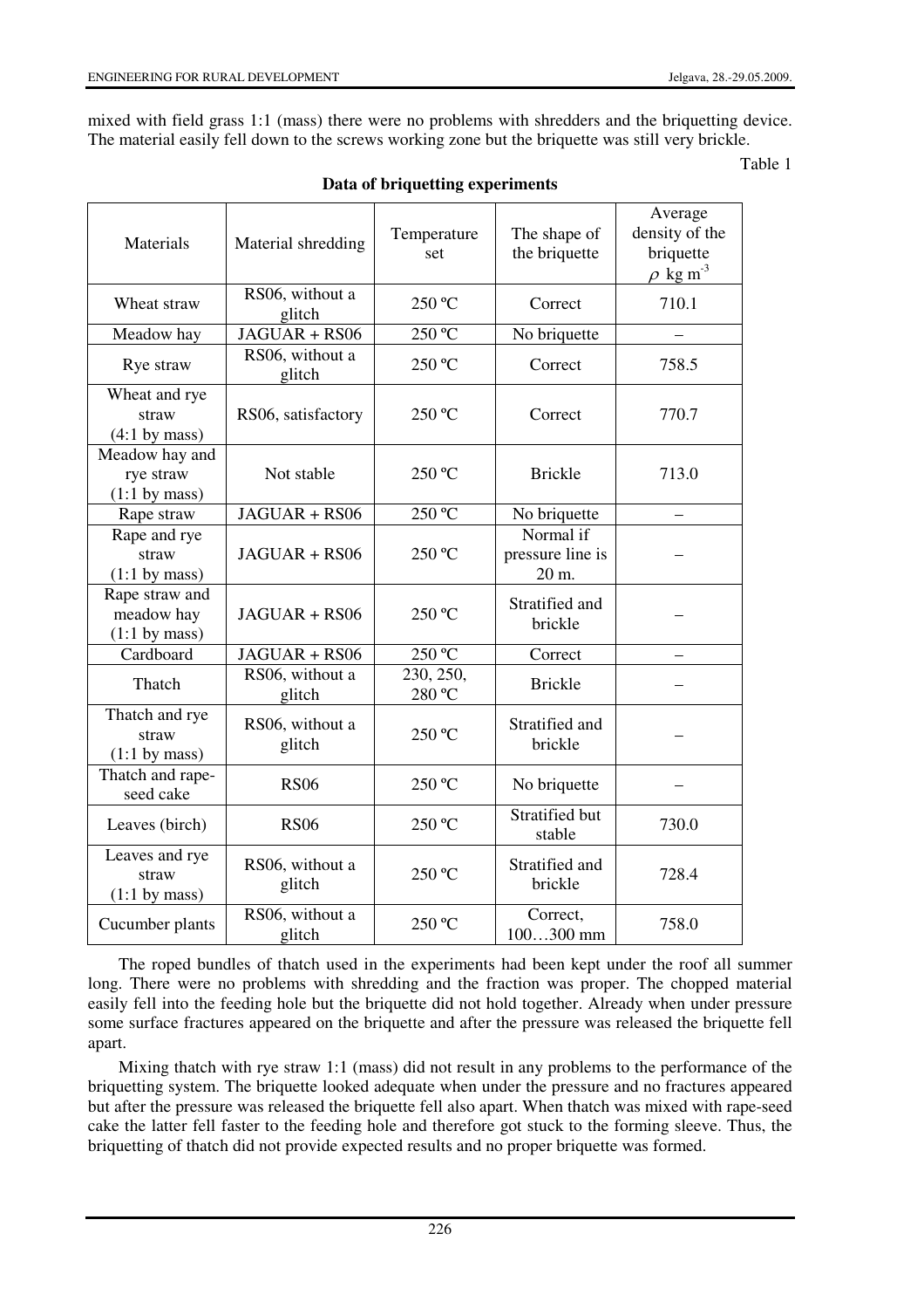mixed with field grass 1:1 (mass) there were no problems with shredders and the briquetting device. The material easily fell down to the screws working zone but the briquette was still very brickle.

Table 1

**Data of briquetting experiments**

| Materials | Material shredding | Temperature set | The shape of the briquette | Average density of the briquette $\rho$ kg m$^{-3}$ |
|---|---|---|---|---|
| Wheat straw | RS06, without a glitch | 250 ºC | Correct | 710.1 |
| Meadow hay | JAGUAR + RS06 | 250 ºC | No briquette | – |
| Rye straw | RS06, without a glitch | 250 ºC | Correct | 758.5 |
| Wheat and rye straw (4:1 by mass) | RS06, satisfactory | 250 ºC | Correct | 770.7 |
| Meadow hay and rye straw (1:1 by mass) | Not stable | 250 ºC | Brickle | 713.0 |
| Rape straw | JAGUAR + RS06 | 250 ºC | No briquette | – |
| Rape and rye straw (1:1 by mass) | JAGUAR + RS06 | 250 ºC | Normal if pressure line is 20 m. | – |
| Rape straw and meadow hay (1:1 by mass) | JAGUAR + RS06 | 250 ºC | Stratified and brickle | – |
| Cardboard | JAGUAR + RS06 | 250 ºC | Correct | – |
| Thatch | RS06, without a glitch | 230, 250, 280 ºC | Brickle | – |
| Thatch and rye straw (1:1 by mass) | RS06, without a glitch | 250 ºC | Stratified and brickle | – |
| Thatch and rape-seed cake | RS06 | 250 ºC | No briquette | – |
| Leaves (birch) | RS06 | 250 ºC | Stratified but stable | 730.0 |
| Leaves and rye straw (1:1 by mass) | RS06, without a glitch | 250 ºC | Stratified and brickle | 728.4 |
| Cucumber plants | RS06, without a glitch | 250 ºC | Correct, 100…300 mm | 758.0 |

The roped bundles of thatch used in the experiments had been kept under the roof all summer long. There were no problems with shredding and the fraction was proper. The chopped material easily fell into the feeding hole but the briquette did not hold together. Already when under pressure some surface fractures appeared on the briquette and after the pressure was released the briquette fell apart.

Mixing thatch with rye straw 1:1 (mass) did not result in any problems to the performance of the briquetting system. The briquette looked adequate when under the pressure and no fractures appeared but after the pressure was released the briquette fell also apart. When thatch was mixed with rape-seed cake the latter fell faster to the feeding hole and therefore got stuck to the forming sleeve. Thus, the briquetting of thatch did not provide expected results and no proper briquette was formed.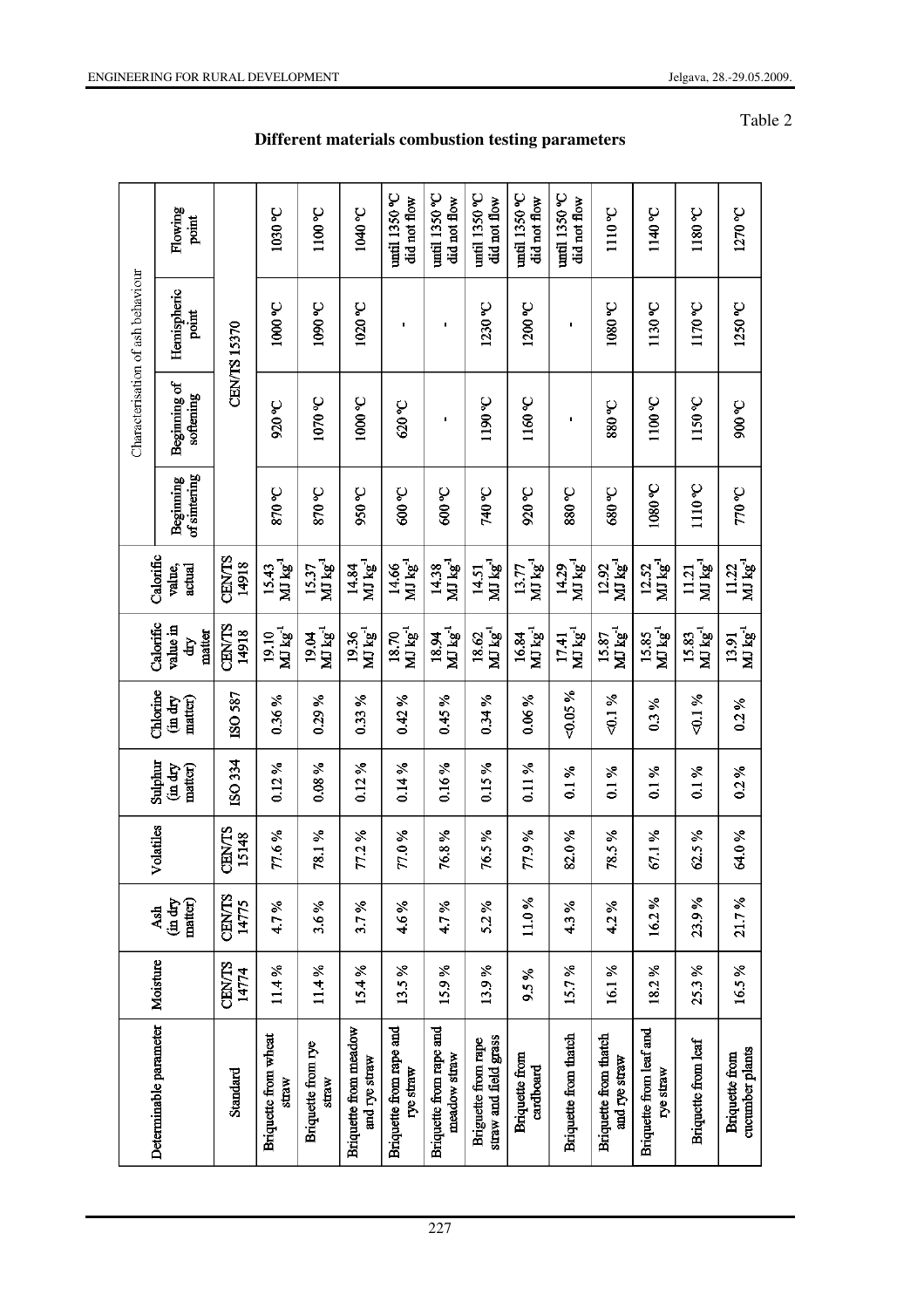Table 2

**Different materials combustion testing parameters**

| Determinable parameter | Moisture | Ash (in dry matter) | Volatiles | Sulphur (in dry matter) | Chlorine (in dry matter) | Calorific value in dry matter | Calorific value, actual | Characterisation of ash behaviour | | | |
|---|---|---|---|---|---|---|---|---|---|---|---|
| | | | | | | | | Beginning of sintering | Beginning of softening | Hemispheric point | Flowing point |
| Standard | CEN/TS 14774 | CEN/TS 14775 | CEN/TS 15148 | ISO 334 | ISO 587 | CEN/TS 14918 | CEN/TS 14918 | CEN/TS 15370 | | | |
| Briquette from wheat straw | 11.4 % | 4.7 % | 77.6 % | 0.12 % | 0.36 % | 19.10 $MJ\,kg^{-1}$ | 15.43 $MJ\,kg^{-1}$ | 870 °C | 920 °C | 1000 °C | 1030 °C |
| Briquette from rye straw | 11.4 % | 3.6 % | 78.1 % | 0.08 % | 0.29 % | 19.04 $MJ\,kg^{-1}$ | 15.37 $MJ\,kg^{-1}$ | 870 °C | 1070 °C | 1090 °C | 1100 °C |
| Briquette from meadow and rye straw | 15.4 % | 3.7 % | 77.2 % | 0.12 % | 0.33 % | 19.36 $MJ\,kg^{-1}$ | 14.84 $MJ\,kg^{-1}$ | 950 °C | 1000 °C | 1020 °C | 1040 °C |
| Briquette from rape and rye straw | 13.5 % | 4.6 % | 77.0 % | 0.14 % | 0.42 % | 18.70 $MJ\,kg^{-1}$ | 14.66 $MJ\,kg^{-1}$ | 600 °C | 620 °C | - | until 1350 °C did not flow |
| Briquette from rape and meadow straw | 15.9 % | 4.7 % | 76.8 % | 0.16 % | 0.45 % | 18.94 $MJ\,kg^{-1}$ | 14.38 $MJ\,kg^{-1}$ | 600 °C | - | - | until 1350 °C did not flow |
| Briquette from rape straw and field grass | 13.9 % | 5.2 % | 76.5 % | 0.15 % | 0.34 % | 18.62 $MJ\,kg^{-1}$ | 14.51 $MJ\,kg^{-1}$ | 740 °C | 1190 °C | 1230 °C | until 1350 °C did not flow |
| Briquette from cardboard | 9.5 % | 11.0 % | 77.9 % | 0.11 % | 0.06 % | 16.84 $MJ\,kg^{-1}$ | 13.77 $MJ\,kg^{-1}$ | 920 °C | 1160 °C | 1200 °C | until 1350 °C did not flow |
| Briquette from thatch | 15.7 % | 4.3 % | 82.0 % | 0.1 % | <0.05 % | 17.41 $MJ\,kg^{-1}$ | 14.29 $MJ\,kg^{-1}$ | 880 °C | - | - | until 1350 °C did not flow |
| Briquette from thatch and rye straw | 16.1 % | 4.2 % | 78.5 % | 0.1 % | <0.1 % | 15.87 $MJ\,kg^{-1}$ | 12.92 $MJ\,kg^{-1}$ | 680 °C | 880 °C | 1080 °C | 1110 °C |
| Briquette from leaf and rye straw | 18.2 % | 16.2 % | 67.1 % | 0.1 % | 0.3 % | 15.85 $MJ\,kg^{-1}$ | 12.52 $MJ\,kg^{-1}$ | 1080 °C | 1100 °C | 1130 °C | 1140 °C |
| Briquette from leaf | 25.3 % | 23.9 % | 62.5 % | 0.1 % | <0.1 % | 15.83 $MJ\,kg^{-1}$ | 11.21 $MJ\,kg^{-1}$ | 1110 °C | 1150 °C | 1170 °C | 1180 °C |
| Briquette from cucumber plants | 16.5 % | 21.7 % | 64.0 % | 0.2 % | 0.2 % | 13.91 $MJ\,kg^{-1}$ | 11.22 $MJ\,kg^{-1}$ | 770 °C | 900 °C | 1250 °C | 1270 °C |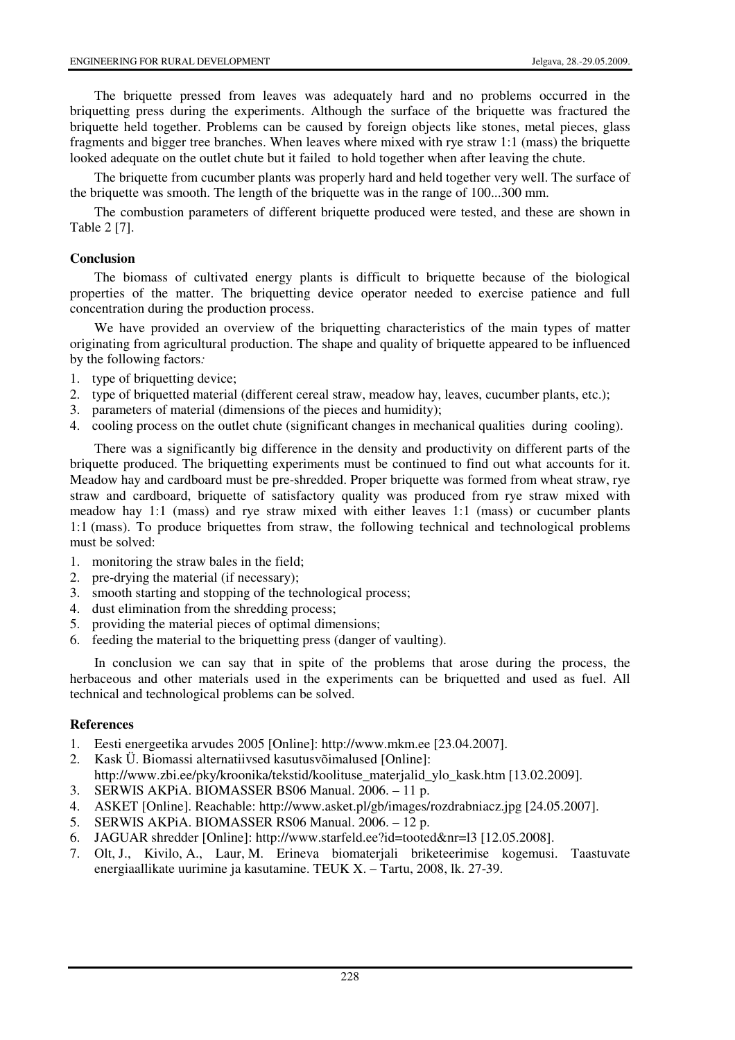The briquette pressed from leaves was adequately hard and no problems occurred in the briquetting press during the experiments. Although the surface of the briquette was fractured the briquette held together. Problems can be caused by foreign objects like stones, metal pieces, glass fragments and bigger tree branches. When leaves where mixed with rye straw 1:1 (mass) the briquette looked adequate on the outlet chute but it failed to hold together when after leaving the chute.

The briquette from cucumber plants was properly hard and held together very well. The surface of the briquette was smooth. The length of the briquette was in the range of 100...300 mm.

The combustion parameters of different briquette produced were tested, and these are shown in Table 2 [7].

## Conclusion

The biomass of cultivated energy plants is difficult to briquette because of the biological properties of the matter. The briquetting device operator needed to exercise patience and full concentration during the production process.

We have provided an overview of the briquetting characteristics of the main types of matter originating from agricultural production. The shape and quality of briquette appeared to be influenced by the following factors*:*

1. type of briquetting device;
2. type of briquetted material (different cereal straw, meadow hay, leaves, cucumber plants, etc.);
3. parameters of material (dimensions of the pieces and humidity);
4. cooling process on the outlet chute (significant changes in mechanical qualities during cooling).

There was a significantly big difference in the density and productivity on different parts of the briquette produced. The briquetting experiments must be continued to find out what accounts for it. Meadow hay and cardboard must be pre-shredded. Proper briquette was formed from wheat straw, rye straw and cardboard, briquette of satisfactory quality was produced from rye straw mixed with meadow hay 1:1 (mass) and rye straw mixed with either leaves 1:1 (mass) or cucumber plants 1:1 (mass). To produce briquettes from straw, the following technical and technological problems must be solved:

1. monitoring the straw bales in the field;
2. pre-drying the material (if necessary);
3. smooth starting and stopping of the technological process;
4. dust elimination from the shredding process;
5. providing the material pieces of optimal dimensions;
6. feeding the material to the briquetting press (danger of vaulting).

In conclusion we can say that in spite of the problems that arose during the process, the herbaceous and other materials used in the experiments can be briquetted and used as fuel. All technical and technological problems can be solved.

## References

1. Eesti energeetika arvudes 2005 [Online]: http://www.mkm.ee [23.04.2007].
2. Kask Ü. Biomassi alternatiivsed kasutusvõimalused [Online]: http://www.zbi.ee/pky/kroonika/tekstid/koolituse_materjalid_ylo_kask.htm [13.02.2009].
3. SERWIS AKPiA. BIOMASSER BS06 Manual. 2006. – 11 p.
4. ASKET [Online]. Reachable: http://www.asket.pl/gb/images/rozdrabniacz.jpg [24.05.2007].
5. SERWIS AKPiA. BIOMASSER RS06 Manual. 2006. – 12 p.
6. JAGUAR shredder [Online]: http://www.starfeld.ee?id=tooted&nr=l3 [12.05.2008].
7. Olt, J., Kivilo, A., Laur, M. Erineva biomaterjali briketeerimise kogemusi. Taastuvate energiaallikate uurimine ja kasutamine. TEUK X. – Tartu, 2008, lk. 27-39.